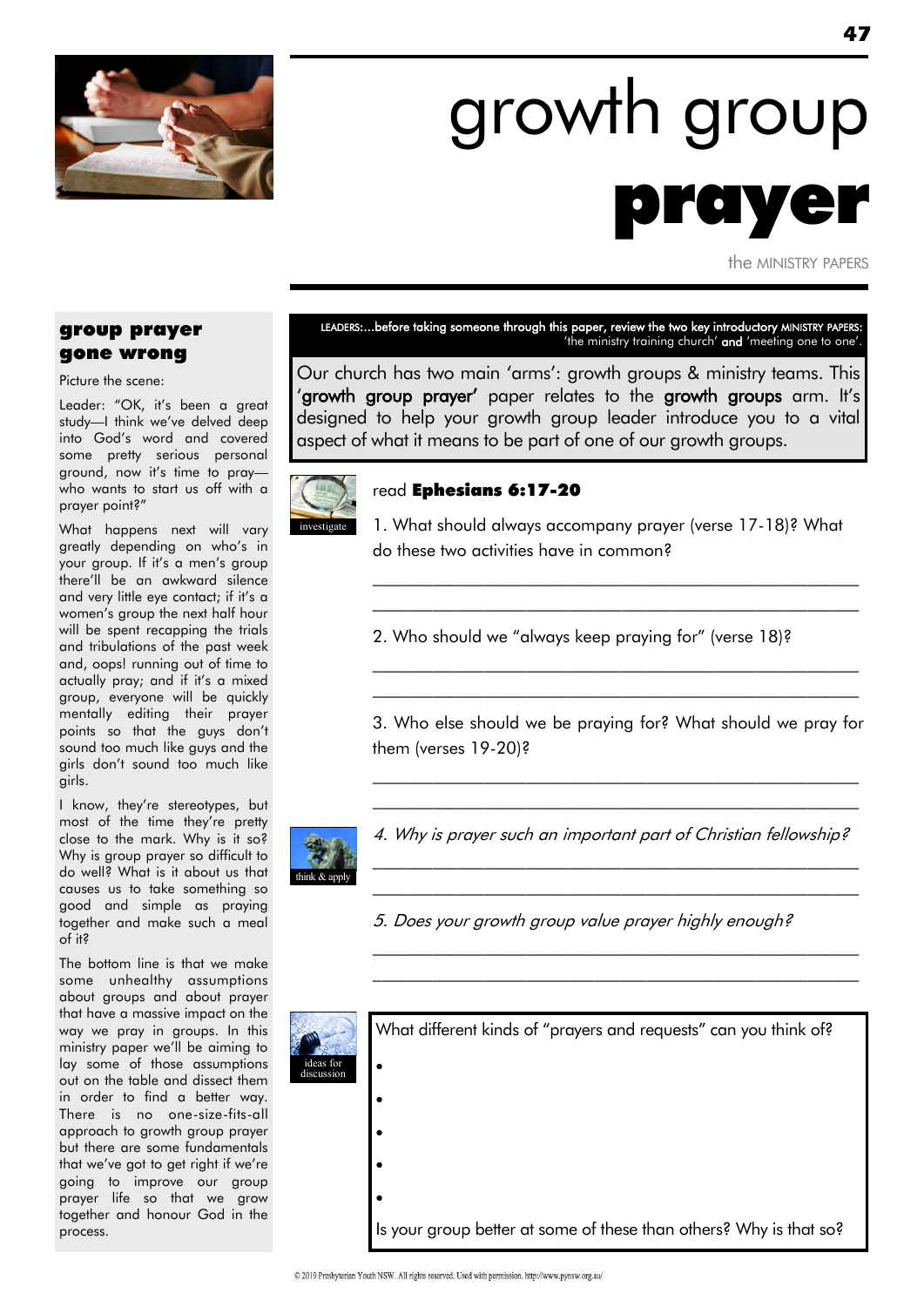# growth group **prayer**

the MINISTRY PAPERS

LEADERS:...before taking someone through this paper, review the two key introductory MINISTRY PAPERS: 'the ministry training church' and 'meeting one to one'.

Our church has two main 'arms': growth groups & ministry teams. This '**growth group prayer**' paper relates to the **growth groups** arm. It's designed to help your growth group leader introduce you to a vital aspect of what it means to be part of one of our growth groups.

## group prayer gone wrong

Picture the scene:

Leader: "OK, it's been a great study—I think we've delved deep into God's word and covered some pretty serious personal ground, now it's time to pray—who wants to start us off with a prayer point?"

What happens next will vary greatly depending on who's in your group. If it's a men's group there'll be an awkward silence and very little eye contact; if it's a women's group the next half hour will be spent recapping the trials and tribulations of the past week and, oops! running out of time to actually pray; and if it's a mixed group, everyone will be quickly mentally editing their prayer points so that the guys don't sound too much like guys and the girls don't sound too much like girls.

I know, they're stereotypes, but most of the time they're pretty close to the mark. Why is it so? Why is group prayer so difficult to do well? What is it about us that causes us to take something so good and simple as praying together and make such a meal of it?

The bottom line is that we make some unhealthy assumptions about groups and about prayer that have a massive impact on the way we pray in groups. In this ministry paper we'll be aiming to lay some of those assumptions out on the table and dissect them in order to find a better way. There is no one-size-fits-all approach to growth group prayer but there are some fundamentals that we've got to get right if we're going to improve our group prayer life so that we grow together and honour God in the process.

investigate

read **Ephesians 6:17-20**

1. What should always accompany prayer (verse 17-18)? What do these two activities have in common?

______________________________________________

______________________________________________

2. Who should we "always keep praying for" (verse 18)?

______________________________________________

______________________________________________

3. Who else should we be praying for? What should we pray for them (verses 19-20)?

______________________________________________

______________________________________________

think & apply

*4. Why is prayer such an important part of Christian fellowship?*

______________________________________________

______________________________________________

*5. Does your growth group value prayer highly enough?*

______________________________________________

______________________________________________

ideas for discussion

What different kinds of "prayers and requests" can you think of?

- 
- 
- 
- 
- 

Is your group better at some of these than others? Why is that so?

© 2019 Presbyterian Youth NSW. All rights reserved. Used with permission. http://www.pynsw.org.au/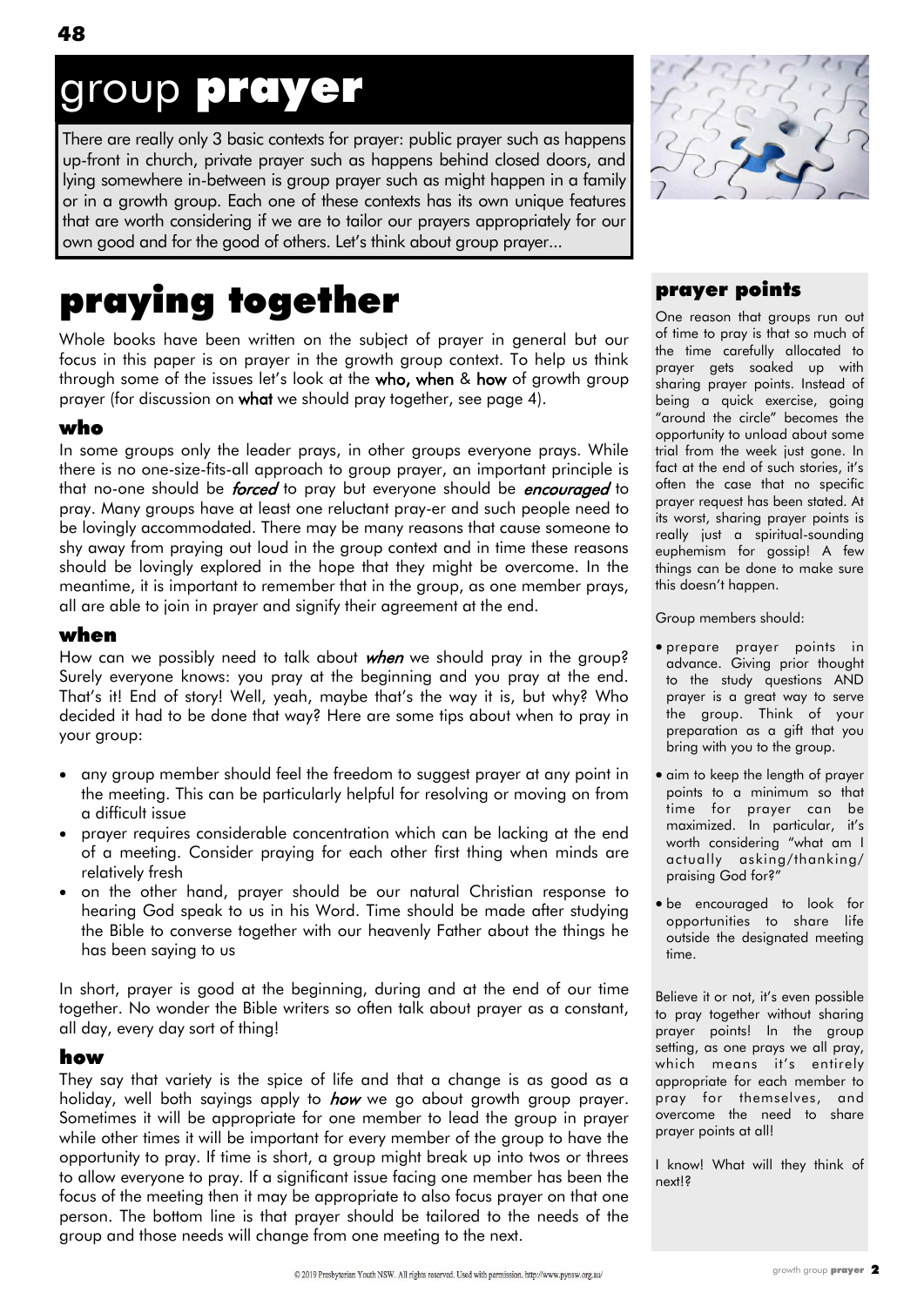# group prayer

There are really only 3 basic contexts for prayer: public prayer such as happens up-front in church, private prayer such as happens behind closed doors, and lying somewhere in-between is group prayer such as might happen in a family or in a growth group. Each one of these contexts has its own unique features that are worth considering if we are to tailor our prayers appropriately for our own good and for the good of others. Let's think about group prayer...

## praying together

Whole books have been written on the subject of prayer in general but our focus in this paper is on prayer in the growth group context. To help us think through some of the issues let's look at the **who, when** & **how** of growth group prayer (for discussion on **what** we should pray together, see page 4).

### who

In some groups only the leader prays, in other groups everyone prays. While there is no one-size-fits-all approach to group prayer, an important principle is that no-one should be ***forced*** to pray but everyone should be ***encouraged*** to pray. Many groups have at least one reluctant pray-er and such people need to be lovingly accommodated. There may be many reasons that cause someone to shy away from praying out loud in the group context and in time these reasons should be lovingly explored in the hope that they might be overcome. In the meantime, it is important to remember that in the group, as one member prays, all are able to join in prayer and signify their agreement at the end.

### when

How can we possibly need to talk about ***when*** we should pray in the group? Surely everyone knows: you pray at the beginning and you pray at the end. That's it! End of story! Well, yeah, maybe that's the way it is, but why? Who decided it had to be done that way? Here are some tips about when to pray in your group:

- any group member should feel the freedom to suggest prayer at any point in the meeting. This can be particularly helpful for resolving or moving on from a difficult issue
- prayer requires considerable concentration which can be lacking at the end of a meeting. Consider praying for each other first thing when minds are relatively fresh
- on the other hand, prayer should be our natural Christian response to hearing God speak to us in his Word. Time should be made after studying the Bible to converse together with our heavenly Father about the things he has been saying to us

In short, prayer is good at the beginning, during and at the end of our time together. No wonder the Bible writers so often talk about prayer as a constant, all day, every day sort of thing!

### how

They say that variety is the spice of life and that a change is as good as a holiday, well both sayings apply to ***how*** we go about growth group prayer. Sometimes it will be appropriate for one member to lead the group in prayer while other times it will be important for every member of the group to have the opportunity to pray. If time is short, a group might break up into twos or threes to allow everyone to pray. If a significant issue facing one member has been the focus of the meeting then it may be appropriate to also focus prayer on that one person. The bottom line is that prayer should be tailored to the needs of the group and those needs will change from one meeting to the next.

### prayer points

One reason that groups run out of time to pray is that so much of the time carefully allocated to prayer gets soaked up with sharing prayer points. Instead of being a quick exercise, going "around the circle" becomes the opportunity to unload about some trial from the week just gone. In fact at the end of such stories, it's often the case that no specific prayer request has been stated. At its worst, sharing prayer points is really just a spiritual-sounding euphemism for gossip! A few things can be done to make sure this doesn't happen.

Group members should:

- prepare prayer points in advance. Giving prior thought to the study questions AND prayer is a great way to serve the group. Think of your preparation as a gift that you bring with you to the group.
- aim to keep the length of prayer points to a minimum so that time for prayer can be maximized. In particular, it's worth considering "what am I actually asking/thanking/praising God for?"
- be encouraged to look for opportunities to share life outside the designated meeting time.

Believe it or not, it's even possible to pray together without sharing prayer points! In the group setting, as one prays we all pray, which means it's entirely appropriate for each member to pray for themselves, and overcome the need to share prayer points at all!

I know! What will they think of next!?

© 2019 Presbyterian Youth NSW. All rights reserved. Used with permission. http://www.pynsw.org.au/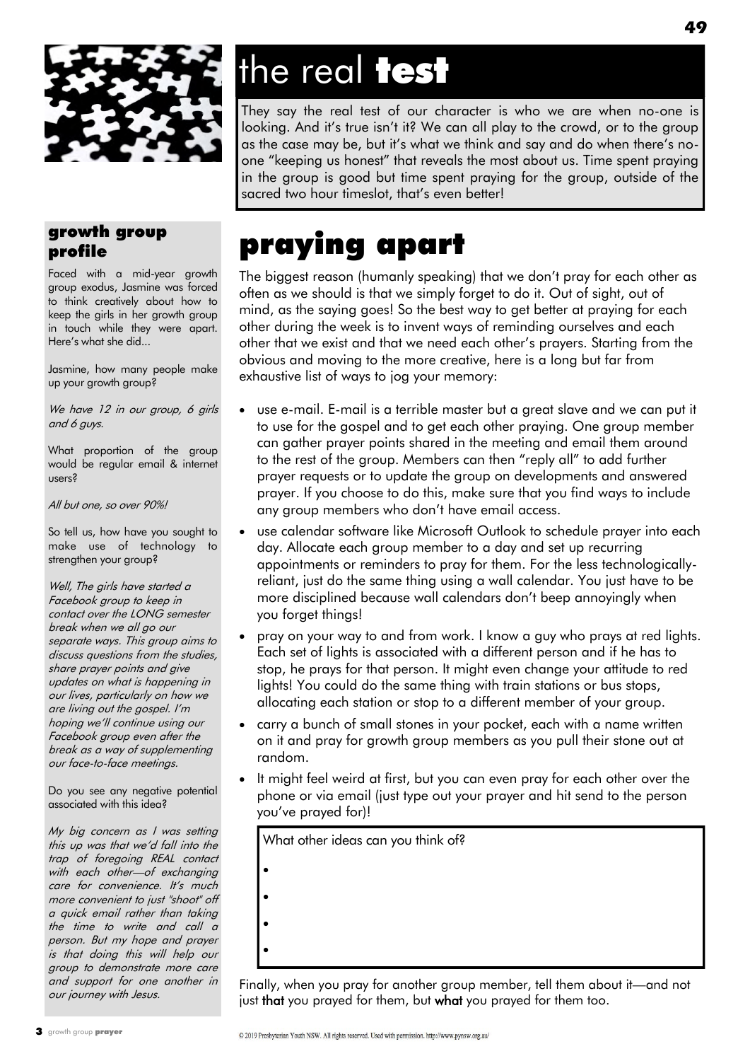# the real **test**

They say the real test of our character is who we are when no-one is looking. And it's true isn't it? We can all play to the crowd, or to the group as the case may be, but it's what we think and say and do when there's no-one "keeping us honest" that reveals the most about us. Time spent praying in the group is good but time spent praying for the group, outside of the sacred two hour timeslot, that's even better!

# praying apart

The biggest reason (humanly speaking) that we don't pray for each other as often as we should is that we simply forget to do it. Out of sight, out of mind, as the saying goes! So the best way to get better at praying for each other during the week is to invent ways of reminding ourselves and each other that we exist and that we need each other's prayers. Starting from the obvious and moving to the more creative, here is a long but far from exhaustive list of ways to jog your memory:

- use e-mail. E-mail is a terrible master but a great slave and we can put it to use for the gospel and to get each other praying. One group member can gather prayer points shared in the meeting and email them around to the rest of the group. Members can then "reply all" to add further prayer requests or to update the group on developments and answered prayer. If you choose to do this, make sure that you find ways to include any group members who don't have email access.
- use calendar software like Microsoft Outlook to schedule prayer into each day. Allocate each group member to a day and set up recurring appointments or reminders to pray for them. For the less technologically-reliant, just do the same thing using a wall calendar. You just have to be more disciplined because wall calendars don't beep annoyingly when you forget things!
- pray on your way to and from work. I know a guy who prays at red lights. Each set of lights is associated with a different person and if he has to stop, he prays for that person. It might even change your attitude to red lights! You could do the same thing with train stations or bus stops, allocating each station or stop to a different member of your group.
- carry a bunch of small stones in your pocket, each with a name written on it and pray for growth group members as you pull their stone out at random.
- It might feel weird at first, but you can even pray for each other over the phone or via email (just type out your prayer and hit send to the person you've prayed for)!

What other ideas can you think of?

- 
- 
- 
- 

Finally, when you pray for another group member, tell them about it—and not just **that** you prayed for them, but **what** you prayed for them too.

## growth group profile

Faced with a mid-year growth group exodus, Jasmine was forced to think creatively about how to keep the girls in her growth group in touch while they were apart. Here's what she did...

Jasmine, how many people make up your growth group?

*We have 12 in our group, 6 girls and 6 guys.*

What proportion of the group would be regular email & internet users?

*All but one, so over 90%!*

So tell us, how have you sought to make use of technology to strengthen your group?

*Well, The girls have started a Facebook group to keep in contact over the LONG semester break when we all go our separate ways. This group aims to discuss questions from the studies, share prayer points and give updates on what is happening in our lives, particularly on how we are living out the gospel. I'm hoping we'll continue using our Facebook group even after the break as a way of supplementing our face-to-face meetings.*

Do you see any negative potential associated with this idea?

*My big concern as I was setting this up was that we'd fall into the trap of foregoing REAL contact with each other—of exchanging care for convenience. It's much more convenient to just "shoot" off a quick email rather than taking the time to write and call a person. But my hope and prayer is that doing this will help our group to demonstrate more care and support for one another in our journey with Jesus.*

© 2019 Presbyterian Youth NSW. All rights reserved. Used with permission. http://www.pynsw.org.au/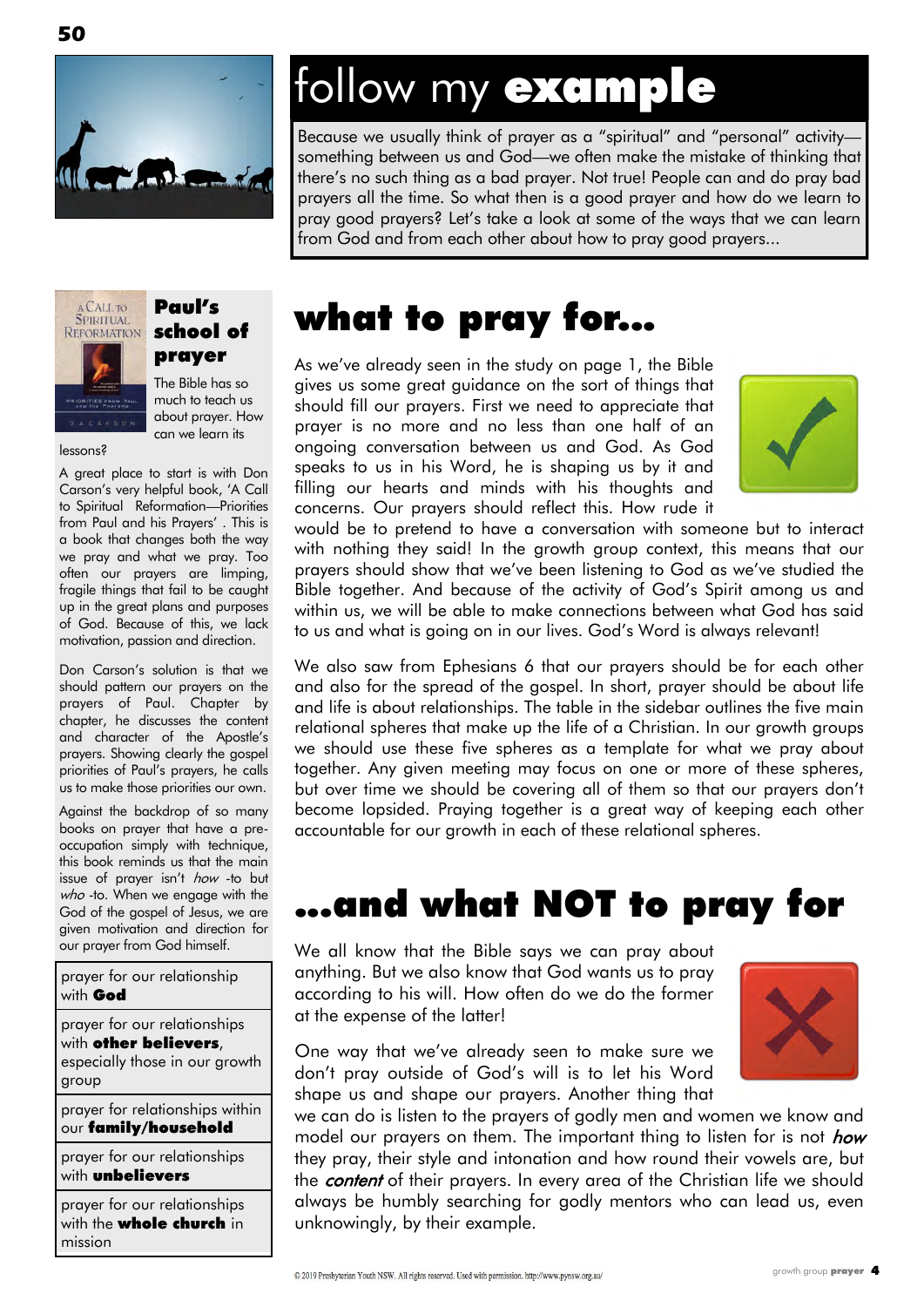# follow my **example**

Because we usually think of prayer as a "spiritual" and "personal" activity—something between us and God—we often make the mistake of thinking that there's no such thing as a bad prayer. Not true! People can and do pray bad prayers all the time. So what then is a good prayer and how do we learn to pray good prayers? Let's take a look at some of the ways that we can learn from God and from each other about how to pray good prayers...

## Paul's school of prayer

The Bible has so much to teach us about prayer. How can we learn its lessons?

A great place to start is with Don Carson's very helpful book, 'A Call to Spiritual Reformation—Priorities from Paul and his Prayers'. This is a book that changes both the way we pray and what we pray. Too often our prayers are limping, fragile things that fail to be caught up in the great plans and purposes of God. Because of this, we lack motivation, passion and direction.

Don Carson's solution is that we should pattern our prayers on the prayers of Paul. Chapter by chapter, he discusses the content and character of the Apostle's prayers. Showing clearly the gospel priorities of Paul's prayers, he calls us to make those priorities our own.

Against the backdrop of so many books on prayer that have a pre-occupation simply with technique, this book reminds us that the main issue of prayer isn't *how* -to but *who* -to. When we engage with the God of the gospel of Jesus, we are given motivation and direction for our prayer from God himself.

| |
|---|
| prayer for our relationship with **God** |
| prayer for our relationships with **other believers**, especially those in our growth group |
| prayer for relationships within our **family/household** |
| prayer for our relationships with **unbelievers** |
| prayer for our relationships with the **whole church** in mission |

## what to pray for...

As we've already seen in the study on page 1, the Bible gives us some great guidance on the sort of things that should fill our prayers. First we need to appreciate that prayer is no more and no less than one half of an ongoing conversation between us and God. As God speaks to us in his Word, he is shaping us by it and filling our hearts and minds with his thoughts and concerns. Our prayers should reflect this. How rude it would be to pretend to have a conversation with someone but to interact with nothing they said! In the growth group context, this means that our prayers should show that we've been listening to God as we've studied the Bible together. And because of the activity of God's Spirit among us and within us, we will be able to make connections between what God has said to us and what is going on in our lives. God's Word is always relevant!

We also saw from Ephesians 6 that our prayers should be for each other and also for the spread of the gospel. In short, prayer should be about life and life is about relationships. The table in the sidebar outlines the five main relational spheres that make up the life of a Christian. In our growth groups we should use these five spheres as a template for what we pray about together. Any given meeting may focus on one or more of these spheres, but over time we should be covering all of them so that our prayers don't become lopsided. Praying together is a great way of keeping each other accountable for our growth in each of these relational spheres.

## ...and what NOT to pray for

We all know that the Bible says we can pray about anything. But we also know that God wants us to pray according to his will. How often do we do the former at the expense of the latter!

One way that we've already seen to make sure we don't pray outside of God's will is to let his Word shape us and shape our prayers. Another thing that we can do is listen to the prayers of godly men and women we know and model our prayers on them. The important thing to listen for is not ***how*** they pray, their style and intonation and how round their vowels are, but the ***content*** of their prayers. In every area of the Christian life we should always be humbly searching for godly mentors who can lead us, even unknowingly, by their example.

© 2019 Presbyterian Youth NSW. All rights reserved. Used with permission. http://www.pynsw.org.au/